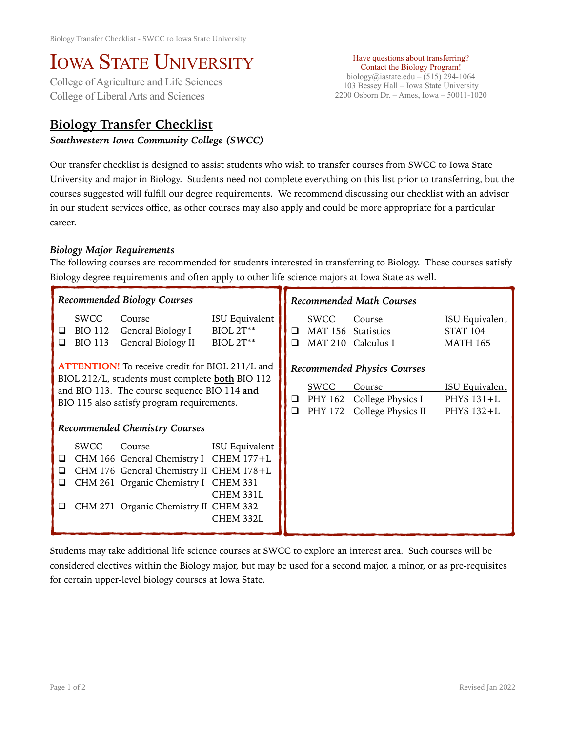# Iowa State University

College of Agriculture and Life Sciences
College of Liberal Arts and Sciences

Have questions about transferring?
Contact the Biology Program!
biology@iastate.edu – (515) 294-1064
103 Bessey Hall – Iowa State University
2200 Osborn Dr. – Ames, Iowa – 50011-1020

## Biology Transfer Checklist

***Southwestern Iowa Community College (SWCC)***

Our transfer checklist is designed to assist students who wish to transfer courses from SWCC to Iowa State University and major in Biology. Students need not complete everything on this list prior to transferring, but the courses suggested will fulfill our degree requirements. We recommend discussing our checklist with an advisor in our student services office, as other courses may also apply and could be more appropriate for a particular career.

### *Biology Major Requirements*

The following courses are recommended for students interested in transferring to Biology. These courses satisfy Biology degree requirements and often apply to other life science majors at Iowa State as well.

#### *Recommended Biology Courses*

| | SWCC | Course | ISU Equivalent |
|---|---|---|---|
| ❑ | BIO 112 | General Biology I | BIOL 2T** |
| ❑ | BIO 113 | General Biology II | BIOL 2T** |

**ATTENTION!** To receive credit for BIOL 211/L and BIOL 212/L, students must complete **both** BIO 112 and BIO 113. The course sequence BIO 114 **and** BIO 115 also satisfy program requirements.

#### *Recommended Chemistry Courses*

| | SWCC | Course | ISU Equivalent |
|---|---|---|---|
| ❑ | CHM 166 | General Chemistry I | CHEM 177+L |
| ❑ | CHM 176 | General Chemistry II | CHEM 178+L |
| ❑ | CHM 261 | Organic Chemistry I | CHEM 331<br>CHEM 331L |
| ❑ | CHM 271 | Organic Chemistry II | CHEM 332<br>CHEM 332L |

#### *Recommended Math Courses*

| | SWCC | Course | ISU Equivalent |
|---|---|---|---|
| ❑ | MAT 156 | Statistics | STAT 104 |
| ❑ | MAT 210 | Calculus I | MATH 165 |

#### *Recommended Physics Courses*

| | SWCC | Course | ISU Equivalent |
|---|---|---|---|
| ❑ | PHY 162 | College Physics I | PHYS 131+L |
| ❑ | PHY 172 | College Physics II | PHYS 132+L |

Students may take additional life science courses at SWCC to explore an interest area. Such courses will be considered electives within the Biology major, but may be used for a second major, a minor, or as pre-requisites for certain upper-level biology courses at Iowa State.

Revised Jan 2022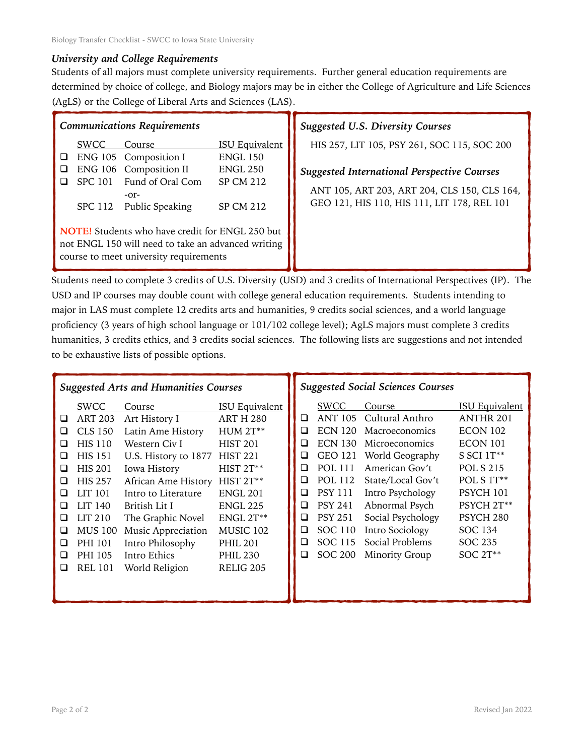### *University and College Requirements*

Students of all majors must complete university requirements. Further general education requirements are determined by choice of college, and Biology majors may be in either the College of Agriculture and Life Sciences (AgLS) or the College of Liberal Arts and Sciences (LAS).

#### *Communications Requirements*

| | SWCC | Course | ISU Equivalent |
|---|---|---|---|
| ❑ | ENG 105 | Composition I | ENGL 150 |
| ❑ | ENG 106 | Composition II | ENGL 250 |
| ❑ | SPC 101 | Fund of Oral Com | SP CM 212 |
| | | -or- | |
| | SPC 112 | Public Speaking | SP CM 212 |

**NOTE!** Students who have credit for ENGL 250 but not ENGL 150 will need to take an advanced writing course to meet university requirements

#### *Suggested U.S. Diversity Courses*

HIS 257, LIT 105, PSY 261, SOC 115, SOC 200

#### *Suggested International Perspective Courses*

ANT 105, ART 203, ART 204, CLS 150, CLS 164, GEO 121, HIS 110, HIS 111, LIT 178, REL 101

Students need to complete 3 credits of U.S. Diversity (USD) and 3 credits of International Perspectives (IP). The USD and IP courses may double count with college general education requirements. Students intending to major in LAS must complete 12 credits arts and humanities, 9 credits social sciences, and a world language proficiency (3 years of high school language or 101/102 college level); AgLS majors must complete 3 credits humanities, 3 credits ethics, and 3 credits social sciences. The following lists are suggestions and not intended to be exhaustive lists of possible options.

#### *Suggested Arts and Humanities Courses*

| | SWCC | Course | ISU Equivalent |
|---|---|---|---|
| ❑ | ART 203 | Art History I | ART H 280 |
| ❑ | CLS 150 | Latin Ame History | HUM 2T** |
| ❑ | HIS 110 | Western Civ I | HIST 201 |
| ❑ | HIS 151 | U.S. History to 1877 | HIST 221 |
| ❑ | HIS 201 | Iowa History | HIST 2T** |
| ❑ | HIS 257 | African Ame History | HIST 2T** |
| ❑ | LIT 101 | Intro to Literature | ENGL 201 |
| ❑ | LIT 140 | British Lit I | ENGL 225 |
| ❑ | LIT 210 | The Graphic Novel | ENGL 2T** |
| ❑ | MUS 100 | Music Appreciation | MUSIC 102 |
| ❑ | PHI 101 | Intro Philosophy | PHIL 201 |
| ❑ | PHI 105 | Intro Ethics | PHIL 230 |
| ❑ | REL 101 | World Religion | RELIG 205 |

#### *Suggested Social Sciences Courses*

| | SWCC | Course | ISU Equivalent |
|---|---|---|---|
| ❑ | ANT 105 | Cultural Anthro | ANTHR 201 |
| ❑ | ECN 120 | Macroeconomics | ECON 102 |
| ❑ | ECN 130 | Microeconomics | ECON 101 |
| ❑ | GEO 121 | World Geography | S SCI 1T** |
| ❑ | POL 111 | American Gov't | POL S 215 |
| ❑ | POL 112 | State/Local Gov't | POL S 1T** |
| ❑ | PSY 111 | Intro Psychology | PSYCH 101 |
| ❑ | PSY 241 | Abnormal Psych | PSYCH 2T** |
| ❑ | PSY 251 | Social Psychology | PSYCH 280 |
| ❑ | SOC 110 | Intro Sociology | SOC 134 |
| ❑ | SOC 115 | Social Problems | SOC 235 |
| ❑ | SOC 200 | Minority Group | SOC 2T** |